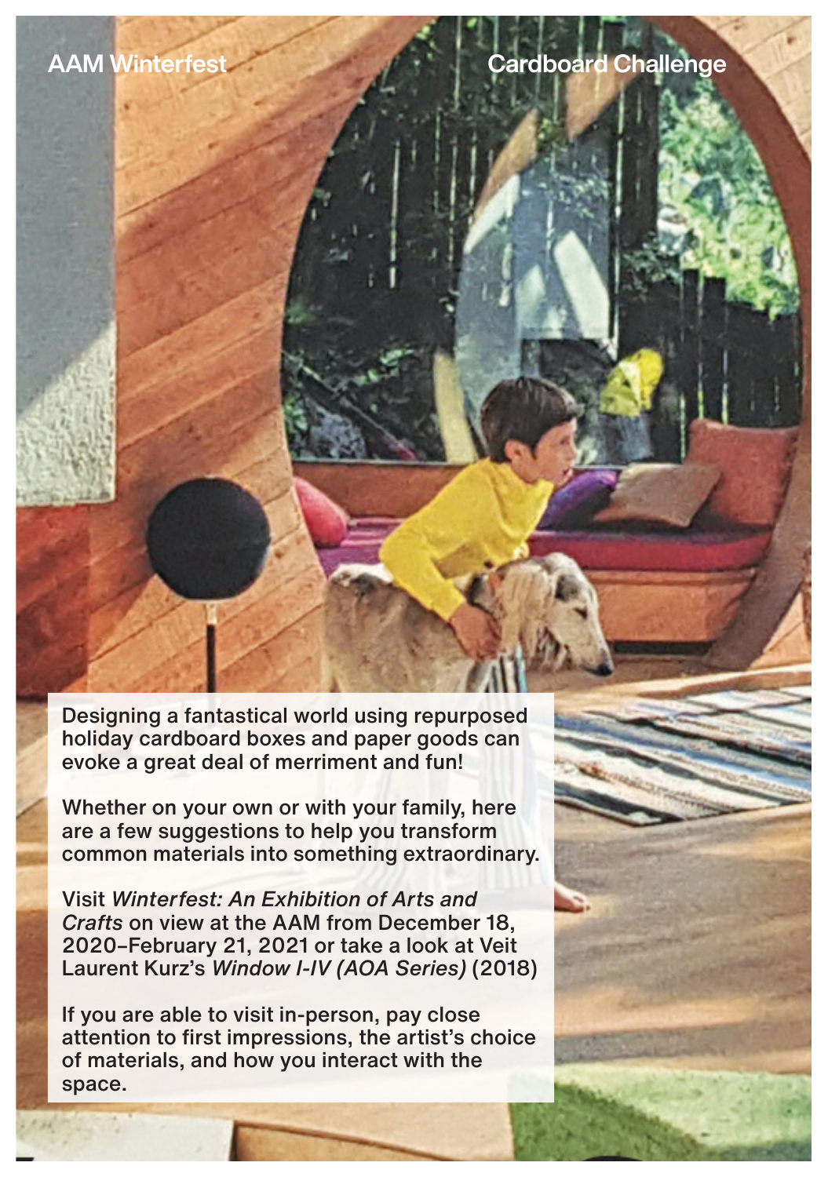AAM Winterfest

# Cardboard Challenge

Designing a fantastical world using repurposed holiday cardboard boxes and paper goods can evoke a great deal of merriment and fun!

Whether on your own or with your family, here are a few suggestions to help you transform common materials into something extraordinary.

Visit *Winterfest: An Exhibition of Arts and Crafts* on view at the AAM from December 18, 2020–February 21, 2021 or take a look at Veit Laurent Kurz's *Window I-IV (AOA Series)* (2018)

If you are able to visit in-person, pay close attention to first impressions, the artist's choice of materials, and how you interact with the space.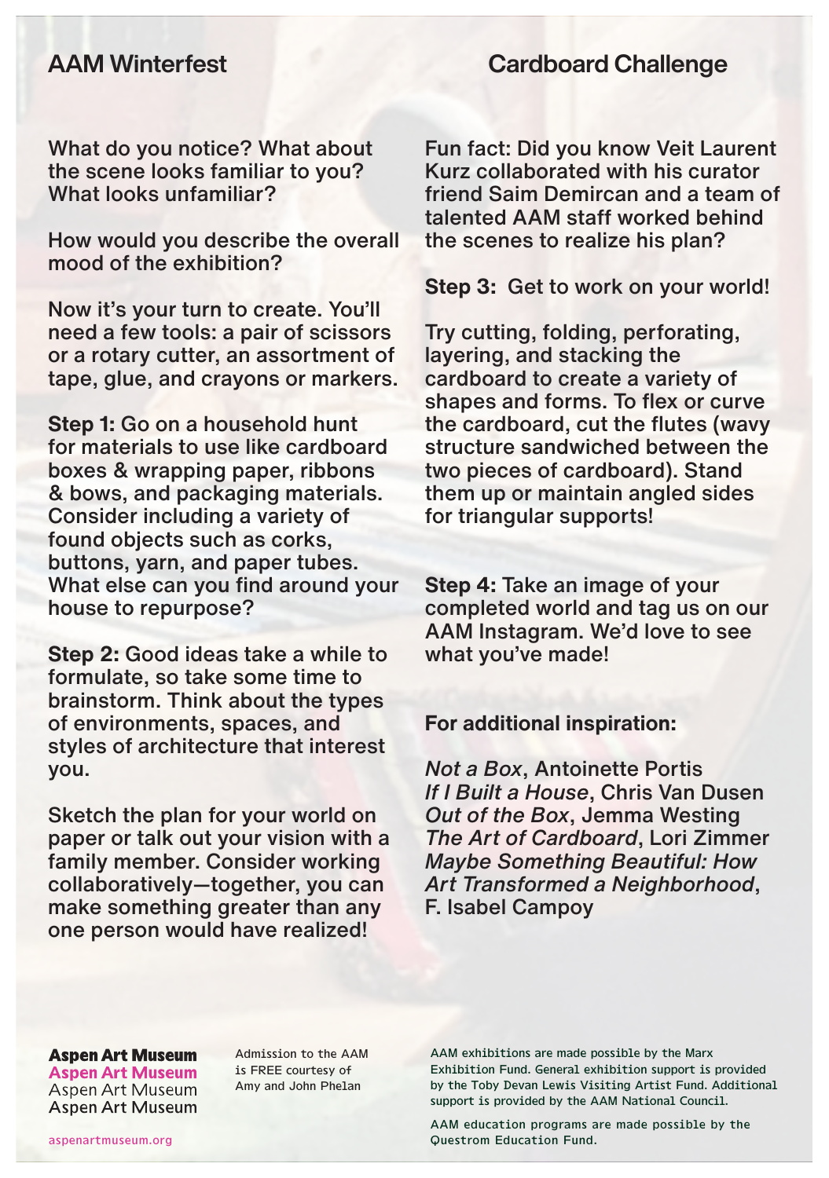# AAM Winterfest

# Cardboard Challenge

What do you notice? What about the scene looks familiar to you? What looks unfamiliar?

How would you describe the overall mood of the exhibition?

Now it's your turn to create. You'll need a few tools: a pair of scissors or a rotary cutter, an assortment of tape, glue, and crayons or markers.

**Step 1:** Go on a household hunt for materials to use like cardboard boxes & wrapping paper, ribbons & bows, and packaging materials. Consider including a variety of found objects such as corks, buttons, yarn, and paper tubes. What else can you find around your house to repurpose?

**Step 2:** Good ideas take a while to formulate, so take some time to brainstorm. Think about the types of environments, spaces, and styles of architecture that interest you.

Sketch the plan for your world on paper or talk out your vision with a family member. Consider working collaboratively—together, you can make something greater than any one person would have realized!

Fun fact: Did you know Veit Laurent Kurz collaborated with his curator friend Saim Demircan and a team of talented AAM staff worked behind the scenes to realize his plan?

**Step 3:** Get to work on your world!

Try cutting, folding, perforating, layering, and stacking the cardboard to create a variety of shapes and forms. To flex or curve the cardboard, cut the flutes (wavy structure sandwiched between the two pieces of cardboard). Stand them up or maintain angled sides for triangular supports!

**Step 4:** Take an image of your completed world and tag us on our AAM Instagram. We'd love to see what you've made!

**For additional inspiration:**

*Not a Box*, Antoinette Portis
*If I Built a House*, Chris Van Dusen
*Out of the Box*, Jemma Westing
*The Art of Cardboard*, Lori Zimmer
*Maybe Something Beautiful: How Art Transformed a Neighborhood*, F. Isabel Campoy

**Aspen Art Museum**
**Aspen Art Museum**
Aspen Art Museum
Aspen Art Museum

aspenartmuseum.org

Admission to the AAM is FREE courtesy of Amy and John Phelan

AAM exhibitions are made possible by the Marx Exhibition Fund. General exhibition support is provided by the Toby Devan Lewis Visiting Artist Fund. Additional support is provided by the AAM National Council.

AAM education programs are made possible by the Questrom Education Fund.